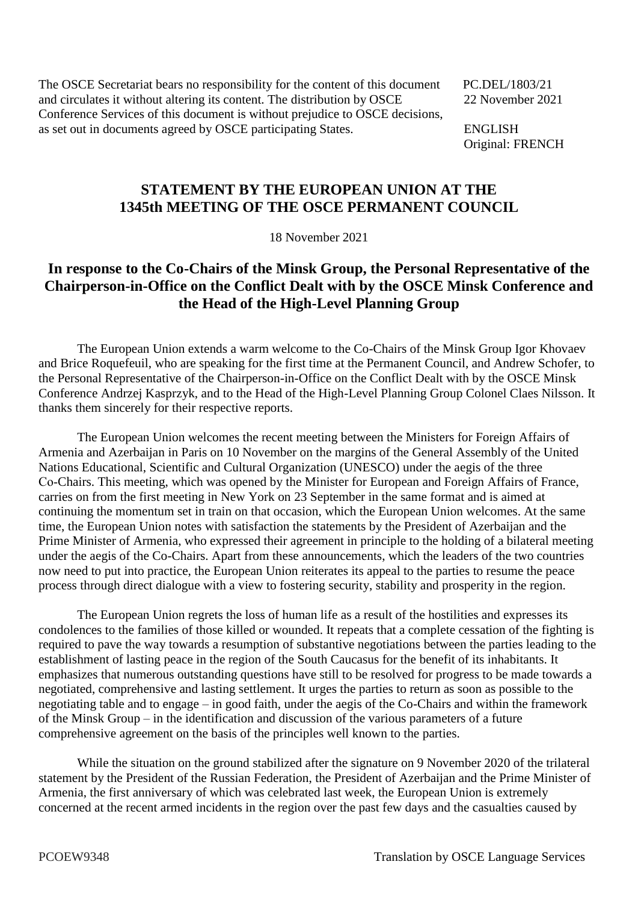The OSCE Secretariat bears no responsibility for the content of this document and circulates it without altering its content. The distribution by OSCE Conference Services of this document is without prejudice to OSCE decisions, as set out in documents agreed by OSCE participating States.

PC.DEL/1803/21
22 November 2021

ENGLISH
Original: FRENCH

# STATEMENT BY THE EUROPEAN UNION AT THE 1345th MEETING OF THE OSCE PERMANENT COUNCIL

18 November 2021

## In response to the Co-Chairs of the Minsk Group, the Personal Representative of the Chairperson-in-Office on the Conflict Dealt with by the OSCE Minsk Conference and the Head of the High-Level Planning Group

The European Union extends a warm welcome to the Co-Chairs of the Minsk Group Igor Khovaev and Brice Roquefeuil, who are speaking for the first time at the Permanent Council, and Andrew Schofer, to the Personal Representative of the Chairperson-in-Office on the Conflict Dealt with by the OSCE Minsk Conference Andrzej Kasprzyk, and to the Head of the High-Level Planning Group Colonel Claes Nilsson. It thanks them sincerely for their respective reports.

The European Union welcomes the recent meeting between the Ministers for Foreign Affairs of Armenia and Azerbaijan in Paris on 10 November on the margins of the General Assembly of the United Nations Educational, Scientific and Cultural Organization (UNESCO) under the aegis of the three Co-Chairs. This meeting, which was opened by the Minister for European and Foreign Affairs of France, carries on from the first meeting in New York on 23 September in the same format and is aimed at continuing the momentum set in train on that occasion, which the European Union welcomes. At the same time, the European Union notes with satisfaction the statements by the President of Azerbaijan and the Prime Minister of Armenia, who expressed their agreement in principle to the holding of a bilateral meeting under the aegis of the Co-Chairs. Apart from these announcements, which the leaders of the two countries now need to put into practice, the European Union reiterates its appeal to the parties to resume the peace process through direct dialogue with a view to fostering security, stability and prosperity in the region.

The European Union regrets the loss of human life as a result of the hostilities and expresses its condolences to the families of those killed or wounded. It repeats that a complete cessation of the fighting is required to pave the way towards a resumption of substantive negotiations between the parties leading to the establishment of lasting peace in the region of the South Caucasus for the benefit of its inhabitants. It emphasizes that numerous outstanding questions have still to be resolved for progress to be made towards a negotiated, comprehensive and lasting settlement. It urges the parties to return as soon as possible to the negotiating table and to engage – in good faith, under the aegis of the Co-Chairs and within the framework of the Minsk Group – in the identification and discussion of the various parameters of a future comprehensive agreement on the basis of the principles well known to the parties.

While the situation on the ground stabilized after the signature on 9 November 2020 of the trilateral statement by the President of the Russian Federation, the President of Azerbaijan and the Prime Minister of Armenia, the first anniversary of which was celebrated last week, the European Union is extremely concerned at the recent armed incidents in the region over the past few days and the casualties caused by

PCOEW9348 Translation by OSCE Language Services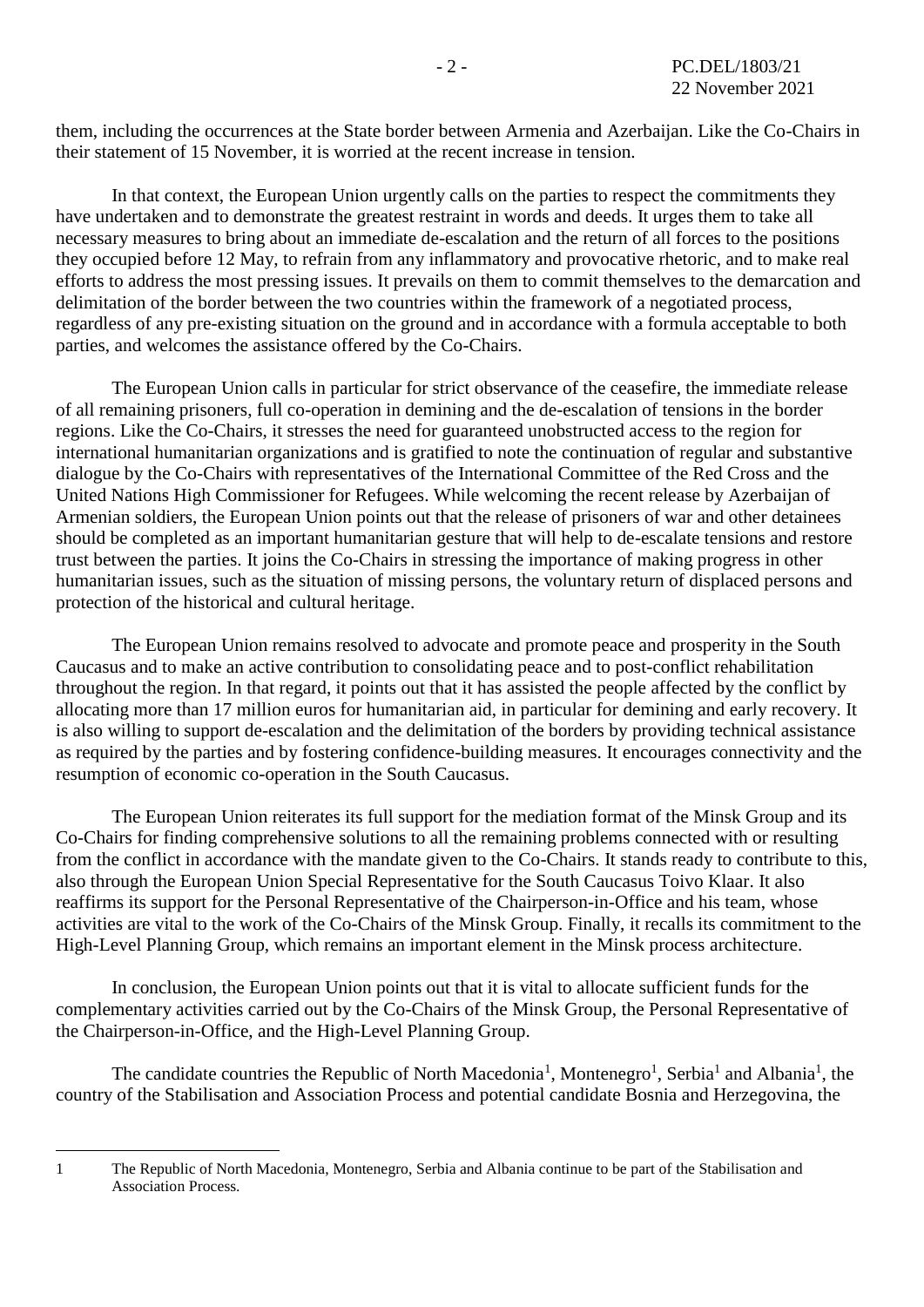them, including the occurrences at the State border between Armenia and Azerbaijan. Like the Co-Chairs in their statement of 15 November, it is worried at the recent increase in tension.

In that context, the European Union urgently calls on the parties to respect the commitments they have undertaken and to demonstrate the greatest restraint in words and deeds. It urges them to take all necessary measures to bring about an immediate de-escalation and the return of all forces to the positions they occupied before 12 May, to refrain from any inflammatory and provocative rhetoric, and to make real efforts to address the most pressing issues. It prevails on them to commit themselves to the demarcation and delimitation of the border between the two countries within the framework of a negotiated process, regardless of any pre-existing situation on the ground and in accordance with a formula acceptable to both parties, and welcomes the assistance offered by the Co-Chairs.

The European Union calls in particular for strict observance of the ceasefire, the immediate release of all remaining prisoners, full co-operation in demining and the de-escalation of tensions in the border regions. Like the Co-Chairs, it stresses the need for guaranteed unobstructed access to the region for international humanitarian organizations and is gratified to note the continuation of regular and substantive dialogue by the Co-Chairs with representatives of the International Committee of the Red Cross and the United Nations High Commissioner for Refugees. While welcoming the recent release by Azerbaijan of Armenian soldiers, the European Union points out that the release of prisoners of war and other detainees should be completed as an important humanitarian gesture that will help to de-escalate tensions and restore trust between the parties. It joins the Co-Chairs in stressing the importance of making progress in other humanitarian issues, such as the situation of missing persons, the voluntary return of displaced persons and protection of the historical and cultural heritage.

The European Union remains resolved to advocate and promote peace and prosperity in the South Caucasus and to make an active contribution to consolidating peace and to post-conflict rehabilitation throughout the region. In that regard, it points out that it has assisted the people affected by the conflict by allocating more than 17 million euros for humanitarian aid, in particular for demining and early recovery. It is also willing to support de-escalation and the delimitation of the borders by providing technical assistance as required by the parties and by fostering confidence-building measures. It encourages connectivity and the resumption of economic co-operation in the South Caucasus.

The European Union reiterates its full support for the mediation format of the Minsk Group and its Co-Chairs for finding comprehensive solutions to all the remaining problems connected with or resulting from the conflict in accordance with the mandate given to the Co-Chairs. It stands ready to contribute to this, also through the European Union Special Representative for the South Caucasus Toivo Klaar. It also reaffirms its support for the Personal Representative of the Chairperson-in-Office and his team, whose activities are vital to the work of the Co-Chairs of the Minsk Group. Finally, it recalls its commitment to the High-Level Planning Group, which remains an important element in the Minsk process architecture.

In conclusion, the European Union points out that it is vital to allocate sufficient funds for the complementary activities carried out by the Co-Chairs of the Minsk Group, the Personal Representative of the Chairperson-in-Office, and the High-Level Planning Group.

The candidate countries the Republic of North Macedonia[1], Montenegro[1], Serbia[1] and Albania[1], the country of the Stabilisation and Association Process and potential candidate Bosnia and Herzegovina, the

---

1 The Republic of North Macedonia, Montenegro, Serbia and Albania continue to be part of the Stabilisation and Association Process.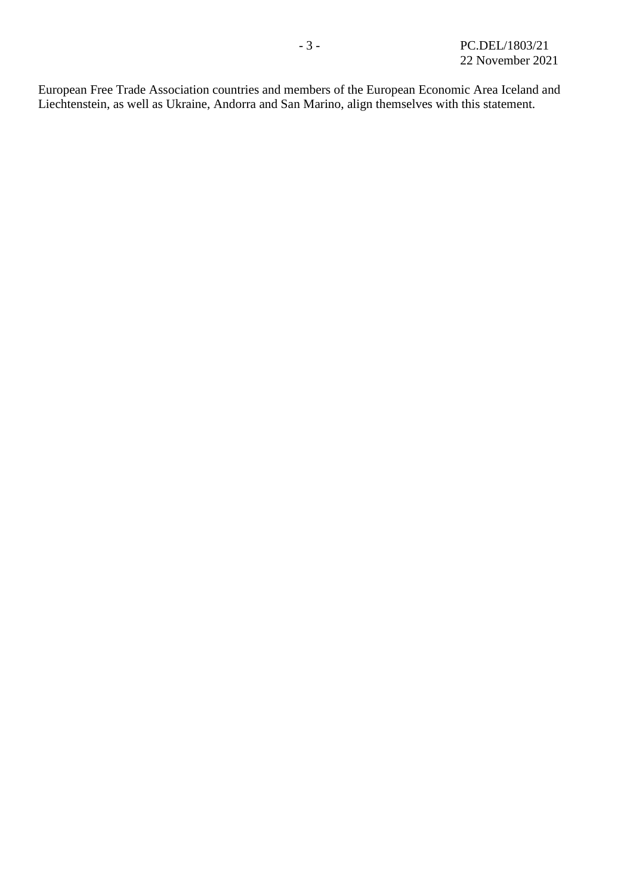European Free Trade Association countries and members of the European Economic Area Iceland and Liechtenstein, as well as Ukraine, Andorra and San Marino, align themselves with this statement.